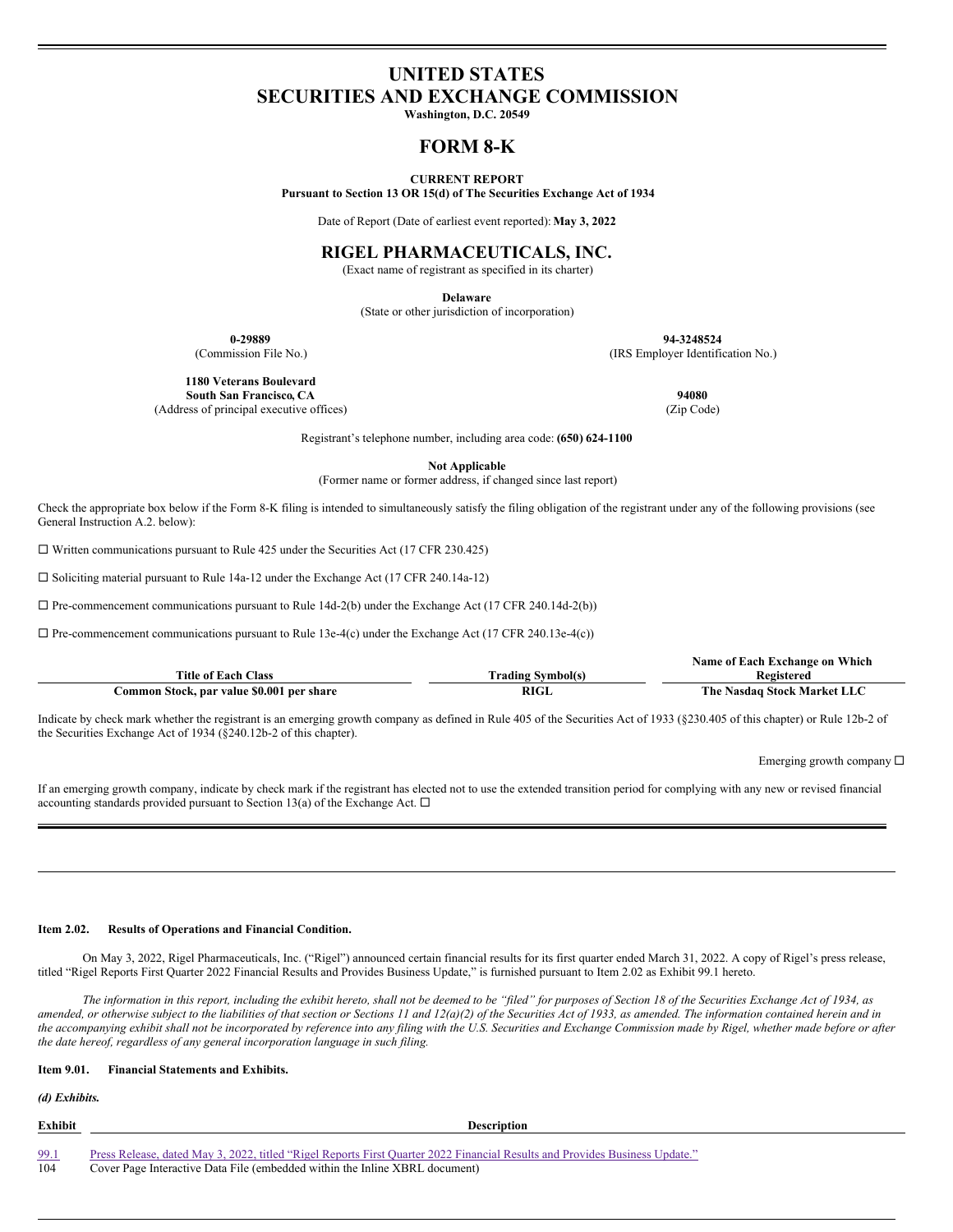# UNITED STATES
# SECURITIES AND EXCHANGE COMMISSION

**Washington, D.C. 20549**

# FORM 8-K

**CURRENT REPORT**

**Pursuant to Section 13 OR 15(d) of The Securities Exchange Act of 1934**

Date of Report (Date of earliest event reported): **May 3, 2022**

## RIGEL PHARMACEUTICALS, INC.

(Exact name of registrant as specified in its charter)

**Delaware**

(State or other jurisdiction of incorporation)

| | |
|---|---|
| **0-29889** | **94-3248524** |
| (Commission File No.) | (IRS Employer Identification No.) |

| | |
|---|---|
| **1180 Veterans Boulevard**<br>**South San Francisco, CA** | **94080** |
| (Address of principal executive offices) | (Zip Code) |

Registrant's telephone number, including area code: **(650) 624-1100**

**Not Applicable**

(Former name or former address, if changed since last report)

Check the appropriate box below if the Form 8-K filing is intended to simultaneously satisfy the filing obligation of the registrant under any of the following provisions (see General Instruction A.2. below):

☐ Written communications pursuant to Rule 425 under the Securities Act (17 CFR 230.425)

☐ Soliciting material pursuant to Rule 14a-12 under the Exchange Act (17 CFR 240.14a-12)

☐ Pre-commencement communications pursuant to Rule 14d-2(b) under the Exchange Act (17 CFR 240.14d-2(b))

☐ Pre-commencement communications pursuant to Rule 13e-4(c) under the Exchange Act (17 CFR 240.13e-4(c))

| Title of Each Class | Trading Symbol(s) | Name of Each Exchange on Which Registered |
|---|---|---|
| **Common Stock, par value $0.001 per share** | **RIGL** | **The Nasdaq Stock Market LLC** |

Indicate by check mark whether the registrant is an emerging growth company as defined in Rule 405 of the Securities Act of 1933 (§230.405 of this chapter) or Rule 12b-2 of the Securities Exchange Act of 1934 (§240.12b-2 of this chapter).

Emerging growth company ☐

If an emerging growth company, indicate by check mark if the registrant has elected not to use the extended transition period for complying with any new or revised financial accounting standards provided pursuant to Section 13(a) of the Exchange Act. ☐

**Item 2.02. Results of Operations and Financial Condition.**

On May 3, 2022, Rigel Pharmaceuticals, Inc. ("Rigel") announced certain financial results for its first quarter ended March 31, 2022. A copy of Rigel's press release, titled "Rigel Reports First Quarter 2022 Financial Results and Provides Business Update," is furnished pursuant to Item 2.02 as Exhibit 99.1 hereto.

*The information in this report, including the exhibit hereto, shall not be deemed to be "filed" for purposes of Section 18 of the Securities Exchange Act of 1934, as amended, or otherwise subject to the liabilities of that section or Sections 11 and 12(a)(2) of the Securities Act of 1933, as amended. The information contained herein and in the accompanying exhibit shall not be incorporated by reference into any filing with the U.S. Securities and Exchange Commission made by Rigel, whether made before or after the date hereof, regardless of any general incorporation language in such filing.*

**Item 9.01. Financial Statements and Exhibits.**

***(d) Exhibits.***

| Exhibit | Description |
|---|---|
| 99.1 | Press Release, dated May 3, 2022, titled "Rigel Reports First Quarter 2022 Financial Results and Provides Business Update." |
| 104 | Cover Page Interactive Data File (embedded within the Inline XBRL document) |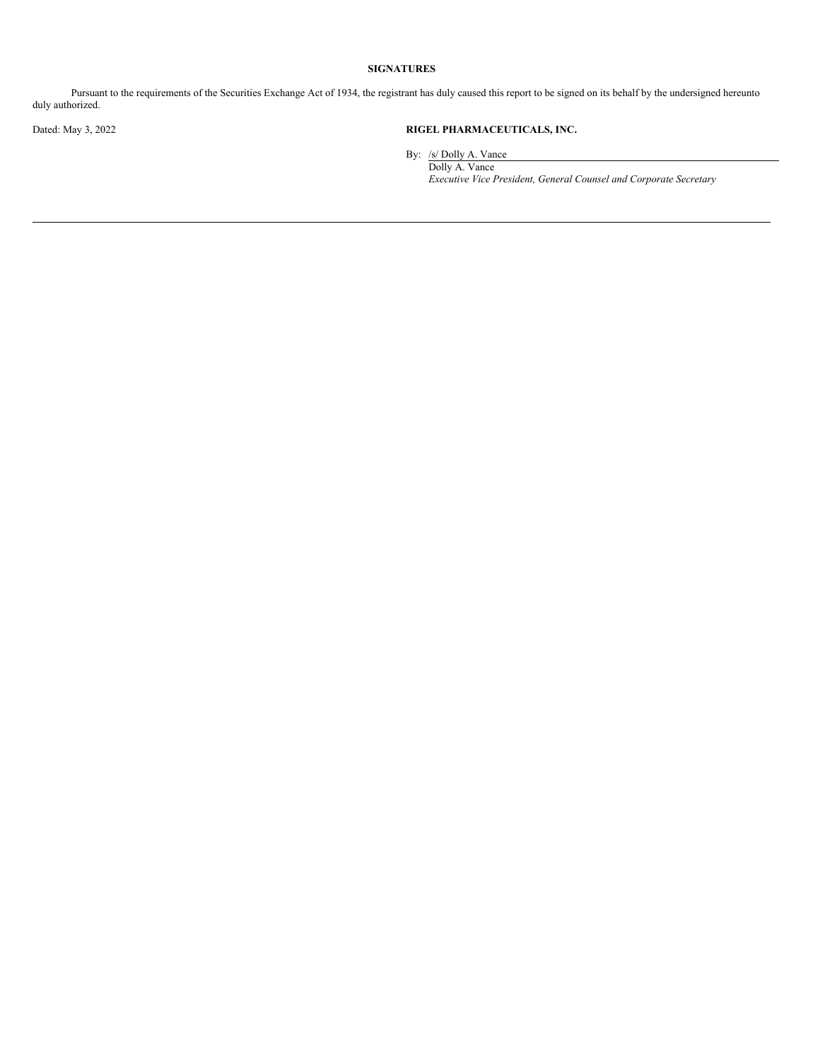**SIGNATURES**

Pursuant to the requirements of the Securities Exchange Act of 1934, the registrant has duly caused this report to be signed on its behalf by the undersigned hereunto duly authorized.

Dated: May 3, 2022

**RIGEL PHARMACEUTICALS, INC.**

By: /s/ Dolly A. Vance

Dolly A. Vance

*Executive Vice President, General Counsel and Corporate Secretary*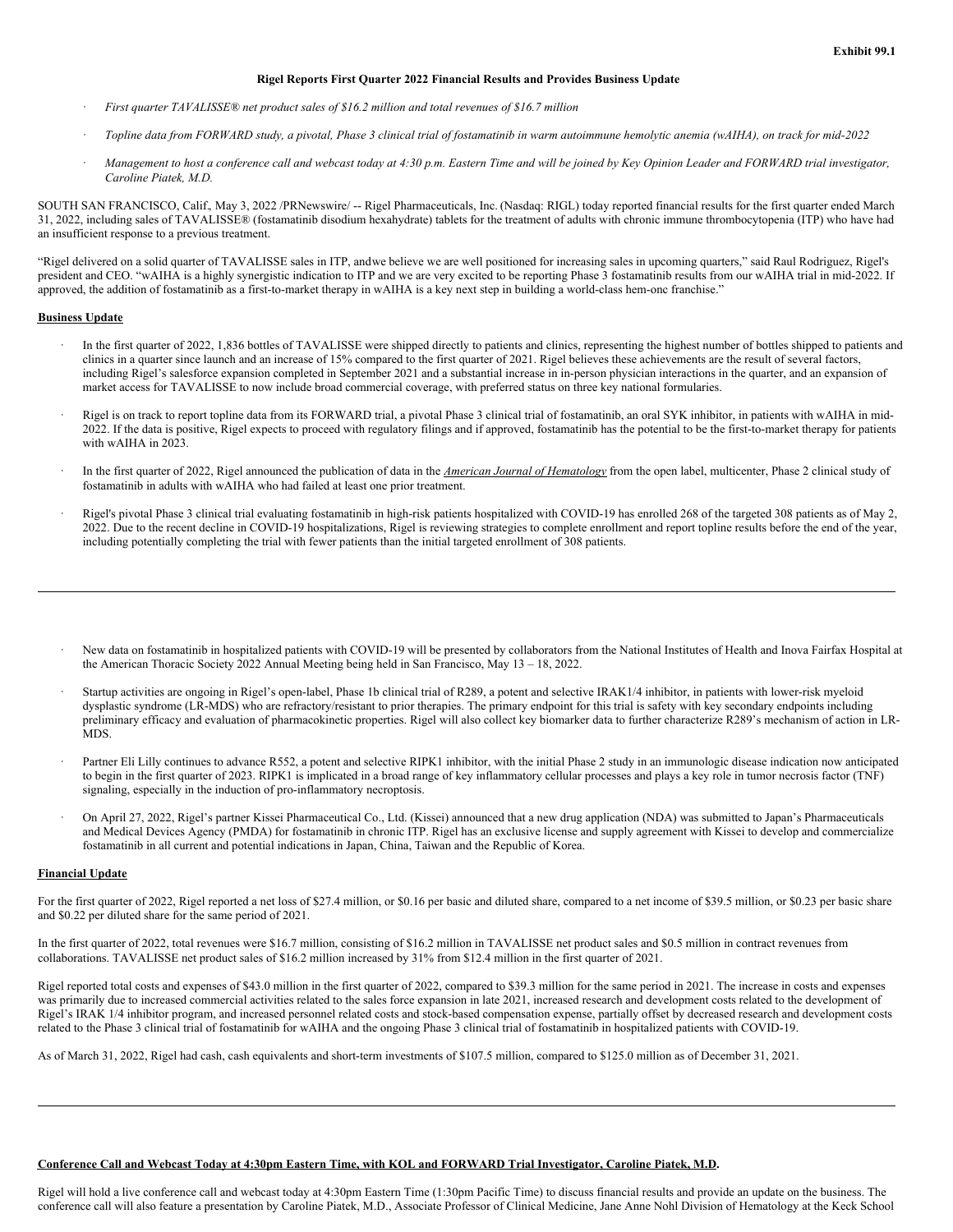**Exhibit 99.1**

**Rigel Reports First Quarter 2022 Financial Results and Provides Business Update**

- *First quarter TAVALISSE® net product sales of $16.2 million and total revenues of $16.7 million*
- *Topline data from FORWARD study, a pivotal, Phase 3 clinical trial of fostamatinib in warm autoimmune hemolytic anemia (wAIHA), on track for mid-2022*
- *Management to host a conference call and webcast today at 4:30 p.m. Eastern Time and will be joined by Key Opinion Leader and FORWARD trial investigator, Caroline Piatek, M.D.*

SOUTH SAN FRANCISCO, Calif., May 3, 2022 /PRNewswire/ -- Rigel Pharmaceuticals, Inc. (Nasdaq: RIGL) today reported financial results for the first quarter ended March 31, 2022, including sales of TAVALISSE® (fostamatinib disodium hexahydrate) tablets for the treatment of adults with chronic immune thrombocytopenia (ITP) who have had an insufficient response to a previous treatment.

"Rigel delivered on a solid quarter of TAVALISSE sales in ITP, andwe believe we are well positioned for increasing sales in upcoming quarters," said Raul Rodriguez, Rigel's president and CEO. "wAIHA is a highly synergistic indication to ITP and we are very excited to be reporting Phase 3 fostamatinib results from our wAIHA trial in mid-2022. If approved, the addition of fostamatinib as a first-to-market therapy in wAIHA is a key next step in building a world-class hem-onc franchise."

**Business Update**

- In the first quarter of 2022, 1,836 bottles of TAVALISSE were shipped directly to patients and clinics, representing the highest number of bottles shipped to patients and clinics in a quarter since launch and an increase of 15% compared to the first quarter of 2021. Rigel believes these achievements are the result of several factors, including Rigel's salesforce expansion completed in September 2021 and a substantial increase in in-person physician interactions in the quarter, and an expansion of market access for TAVALISSE to now include broad commercial coverage, with preferred status on three key national formularies.
- Rigel is on track to report topline data from its FORWARD trial, a pivotal Phase 3 clinical trial of fostamatinib, an oral SYK inhibitor, in patients with wAIHA in mid-2022. If the data is positive, Rigel expects to proceed with regulatory filings and if approved, fostamatinib has the potential to be the first-to-market therapy for patients with wAIHA in 2023.
- In the first quarter of 2022, Rigel announced the publication of data in the *American Journal of Hematology* from the open label, multicenter, Phase 2 clinical study of fostamatinib in adults with wAIHA who had failed at least one prior treatment.
- Rigel's pivotal Phase 3 clinical trial evaluating fostamatinib in high-risk patients hospitalized with COVID-19 has enrolled 268 of the targeted 308 patients as of May 2, 2022. Due to the recent decline in COVID-19 hospitalizations, Rigel is reviewing strategies to complete enrollment and report topline results before the end of the year, including potentially completing the trial with fewer patients than the initial targeted enrollment of 308 patients.
- New data on fostamatinib in hospitalized patients with COVID-19 will be presented by collaborators from the National Institutes of Health and Inova Fairfax Hospital at the American Thoracic Society 2022 Annual Meeting being held in San Francisco, May 13 – 18, 2022.
- Startup activities are ongoing in Rigel's open-label, Phase 1b clinical trial of R289, a potent and selective IRAK1/4 inhibitor, in patients with lower-risk myeloid dysplastic syndrome (LR-MDS) who are refractory/resistant to prior therapies. The primary endpoint for this trial is safety with key secondary endpoints including preliminary efficacy and evaluation of pharmacokinetic properties. Rigel will also collect key biomarker data to further characterize R289's mechanism of action in LR-MDS.
- Partner Eli Lilly continues to advance R552, a potent and selective RIPK1 inhibitor, with the initial Phase 2 study in an immunologic disease indication now anticipated to begin in the first quarter of 2023. RIPK1 is implicated in a broad range of key inflammatory cellular processes and plays a key role in tumor necrosis factor (TNF) signaling, especially in the induction of pro-inflammatory necroptosis.
- On April 27, 2022, Rigel's partner Kissei Pharmaceutical Co., Ltd. (Kissei) announced that a new drug application (NDA) was submitted to Japan's Pharmaceuticals and Medical Devices Agency (PMDA) for fostamatinib in chronic ITP. Rigel has an exclusive license and supply agreement with Kissei to develop and commercialize fostamatinib in all current and potential indications in Japan, China, Taiwan and the Republic of Korea.

**Financial Update**

For the first quarter of 2022, Rigel reported a net loss of $27.4 million, or $0.16 per basic and diluted share, compared to a net income of $39.5 million, or $0.23 per basic share and $0.22 per diluted share for the same period of 2021.

In the first quarter of 2022, total revenues were $16.7 million, consisting of $16.2 million in TAVALISSE net product sales and $0.5 million in contract revenues from collaborations. TAVALISSE net product sales of $16.2 million increased by 31% from $12.4 million in the first quarter of 2021.

Rigel reported total costs and expenses of $43.0 million in the first quarter of 2022, compared to $39.3 million for the same period in 2021. The increase in costs and expenses was primarily due to increased commercial activities related to the sales force expansion in late 2021, increased research and development costs related to the development of Rigel's IRAK 1/4 inhibitor program, and increased personnel related costs and stock-based compensation expense, partially offset by decreased research and development costs related to the Phase 3 clinical trial of fostamatinib for wAIHA and the ongoing Phase 3 clinical trial of fostamatinib in hospitalized patients with COVID-19.

As of March 31, 2022, Rigel had cash, cash equivalents and short-term investments of $107.5 million, compared to $125.0 million as of December 31, 2021.

**Conference Call and Webcast Today at 4:30pm Eastern Time, with KOL and FORWARD Trial Investigator, Caroline Piatek, M.D.**

Rigel will hold a live conference call and webcast today at 4:30pm Eastern Time (1:30pm Pacific Time) to discuss financial results and provide an update on the business. The conference call will also feature a presentation by Caroline Piatek, M.D., Associate Professor of Clinical Medicine, Jane Anne Nohl Division of Hematology at the Keck School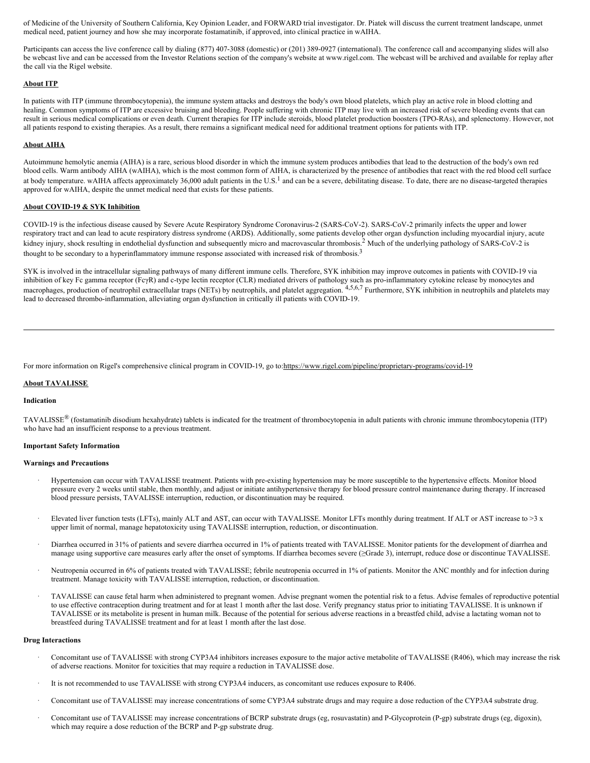of Medicine of the University of Southern California, Key Opinion Leader, and FORWARD trial investigator. Dr. Piatek will discuss the current treatment landscape, unmet medical need, patient journey and how she may incorporate fostamatinib, if approved, into clinical practice in wAIHA.

Participants can access the live conference call by dialing (877) 407-3088 (domestic) or (201) 389-0927 (international). The conference call and accompanying slides will also be webcast live and can be accessed from the Investor Relations section of the company's website at www.rigel.com. The webcast will be archived and available for replay after the call via the Rigel website.

**About ITP**

In patients with ITP (immune thrombocytopenia), the immune system attacks and destroys the body's own blood platelets, which play an active role in blood clotting and healing. Common symptoms of ITP are excessive bruising and bleeding. People suffering with chronic ITP may live with an increased risk of severe bleeding events that can result in serious medical complications or even death. Current therapies for ITP include steroids, blood platelet production boosters (TPO-RAs), and splenectomy. However, not all patients respond to existing therapies. As a result, there remains a significant medical need for additional treatment options for patients with ITP.

**About AIHA**

Autoimmune hemolytic anemia (AIHA) is a rare, serious blood disorder in which the immune system produces antibodies that lead to the destruction of the body's own red blood cells. Warm antibody AIHA (wAIHA), which is the most common form of AIHA, is characterized by the presence of antibodies that react with the red blood cell surface at body temperature. wAIHA affects approximately 36,000 adult patients in the U.S.[1] and can be a severe, debilitating disease. To date, there are no disease-targeted therapies approved for wAIHA, despite the unmet medical need that exists for these patients.

**About COVID-19 & SYK Inhibition**

COVID-19 is the infectious disease caused by Severe Acute Respiratory Syndrome Coronavirus-2 (SARS-CoV-2). SARS-CoV-2 primarily infects the upper and lower respiratory tract and can lead to acute respiratory distress syndrome (ARDS). Additionally, some patients develop other organ dysfunction including myocardial injury, acute kidney injury, shock resulting in endothelial dysfunction and subsequently micro and macrovascular thrombosis.[2] Much of the underlying pathology of SARS-CoV-2 is thought to be secondary to a hyperinflammatory immune response associated with increased risk of thrombosis.[3]

SYK is involved in the intracellular signaling pathways of many different immune cells. Therefore, SYK inhibition may improve outcomes in patients with COVID-19 via inhibition of key Fc gamma receptor (FcγR) and c-type lectin receptor (CLR) mediated drivers of pathology such as pro-inflammatory cytokine release by monocytes and macrophages, production of neutrophil extracellular traps (NETs) by neutrophils, and platelet aggregation.[4,5,6,7] Furthermore, SYK inhibition in neutrophils and platelets may lead to decreased thrombo-inflammation, alleviating organ dysfunction in critically ill patients with COVID-19.

---

For more information on Rigel's comprehensive clinical program in COVID-19, go to:https://www.rigel.com/pipeline/proprietary-programs/covid-19

**About TAVALISSE**

**Indication**

TAVALISSE® (fostamatinib disodium hexahydrate) tablets is indicated for the treatment of thrombocytopenia in adult patients with chronic immune thrombocytopenia (ITP) who have had an insufficient response to a previous treatment.

**Important Safety Information**

**Warnings and Precautions**

- Hypertension can occur with TAVALISSE treatment. Patients with pre-existing hypertension may be more susceptible to the hypertensive effects. Monitor blood pressure every 2 weeks until stable, then monthly, and adjust or initiate antihypertensive therapy for blood pressure control maintenance during therapy. If increased blood pressure persists, TAVALISSE interruption, reduction, or discontinuation may be required.
- Elevated liver function tests (LFTs), mainly ALT and AST, can occur with TAVALISSE. Monitor LFTs monthly during treatment. If ALT or AST increase to >3 x upper limit of normal, manage hepatotoxicity using TAVALISSE interruption, reduction, or discontinuation.
- Diarrhea occurred in 31% of patients and severe diarrhea occurred in 1% of patients treated with TAVALISSE. Monitor patients for the development of diarrhea and manage using supportive care measures early after the onset of symptoms. If diarrhea becomes severe (≥Grade 3), interrupt, reduce dose or discontinue TAVALISSE.
- Neutropenia occurred in 6% of patients treated with TAVALISSE; febrile neutropenia occurred in 1% of patients. Monitor the ANC monthly and for infection during treatment. Manage toxicity with TAVALISSE interruption, reduction, or discontinuation.
- TAVALISSE can cause fetal harm when administered to pregnant women. Advise pregnant women the potential risk to a fetus. Advise females of reproductive potential to use effective contraception during treatment and for at least 1 month after the last dose. Verify pregnancy status prior to initiating TAVALISSE. It is unknown if TAVALISSE or its metabolite is present in human milk. Because of the potential for serious adverse reactions in a breastfed child, advise a lactating woman not to breastfeed during TAVALISSE treatment and for at least 1 month after the last dose.

**Drug Interactions**

- Concomitant use of TAVALISSE with strong CYP3A4 inhibitors increases exposure to the major active metabolite of TAVALISSE (R406), which may increase the risk of adverse reactions. Monitor for toxicities that may require a reduction in TAVALISSE dose.
- It is not recommended to use TAVALISSE with strong CYP3A4 inducers, as concomitant use reduces exposure to R406.
- Concomitant use of TAVALISSE may increase concentrations of some CYP3A4 substrate drugs and may require a dose reduction of the CYP3A4 substrate drug.
- Concomitant use of TAVALISSE may increase concentrations of BCRP substrate drugs (eg, rosuvastatin) and P-Glycoprotein (P-gp) substrate drugs (eg, digoxin), which may require a dose reduction of the BCRP and P-gp substrate drug.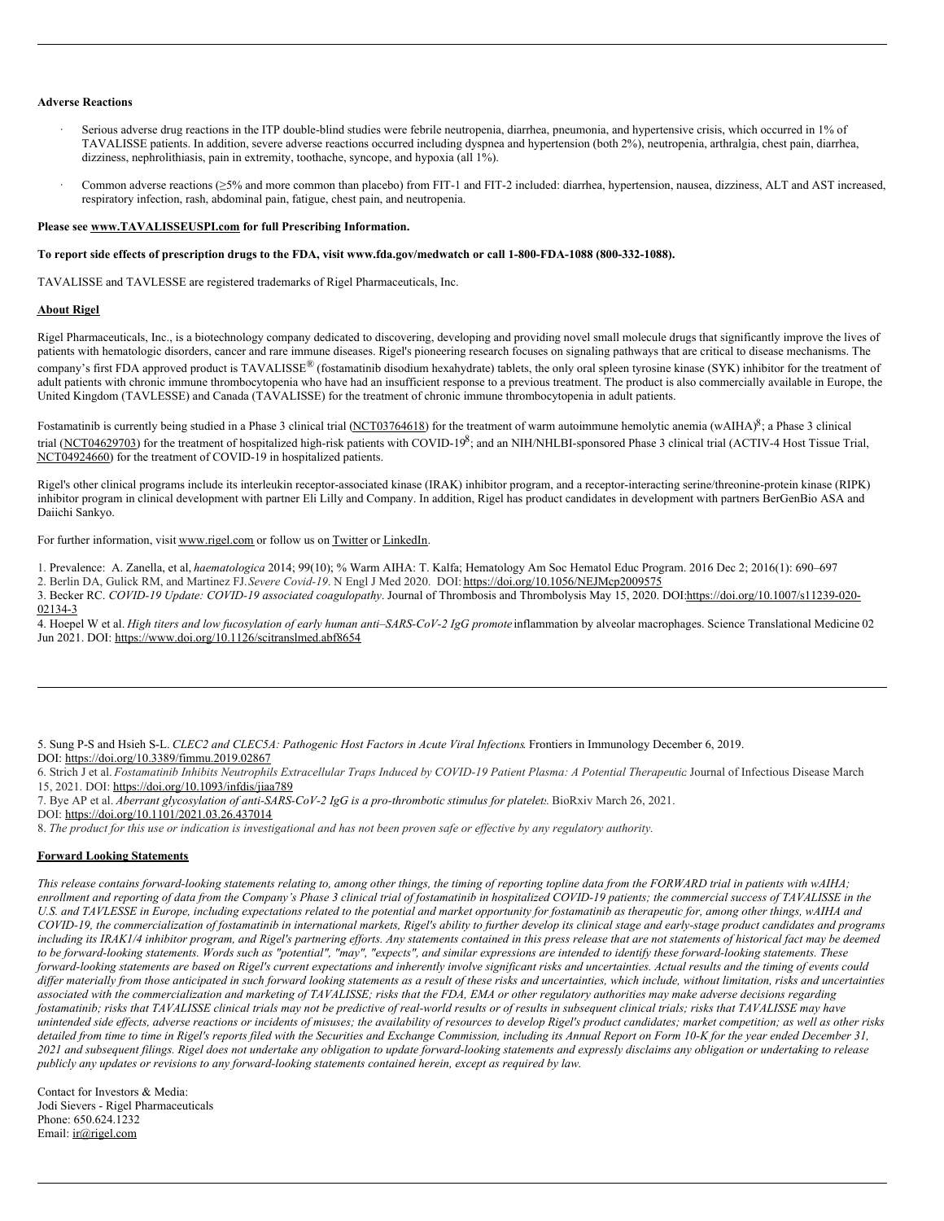**Adverse Reactions**

- Serious adverse drug reactions in the ITP double-blind studies were febrile neutropenia, diarrhea, pneumonia, and hypertensive crisis, which occurred in 1% of TAVALISSE patients. In addition, severe adverse reactions occurred including dyspnea and hypertension (both 2%), neutropenia, arthralgia, chest pain, diarrhea, dizziness, nephrolithiasis, pain in extremity, toothache, syncope, and hypoxia (all 1%).
- Common adverse reactions (≥5% and more common than placebo) from FIT-1 and FIT-2 included: diarrhea, hypertension, nausea, dizziness, ALT and AST increased, respiratory infection, rash, abdominal pain, fatigue, chest pain, and neutropenia.

**Please see www.TAVALISSEUSPI.com for full Prescribing Information.**

**To report side effects of prescription drugs to the FDA, visit www.fda.gov/medwatch or call 1-800-FDA-1088 (800-332-1088).**

TAVALISSE and TAVLESSE are registered trademarks of Rigel Pharmaceuticals, Inc.

**About Rigel**

Rigel Pharmaceuticals, Inc., is a biotechnology company dedicated to discovering, developing and providing novel small molecule drugs that significantly improve the lives of patients with hematologic disorders, cancer and rare immune diseases. Rigel's pioneering research focuses on signaling pathways that are critical to disease mechanisms. The company's first FDA approved product is TAVALISSE® (fostamatinib disodium hexahydrate) tablets, the only oral spleen tyrosine kinase (SYK) inhibitor for the treatment of adult patients with chronic immune thrombocytopenia who have had an insufficient response to a previous treatment. The product is also commercially available in Europe, the United Kingdom (TAVLESSE) and Canada (TAVALISSE) for the treatment of chronic immune thrombocytopenia in adult patients.

Fostamatinib is currently being studied in a Phase 3 clinical trial (NCT03764618) for the treatment of warm autoimmune hemolytic anemia (wAIHA)[8]; a Phase 3 clinical trial (NCT04629703) for the treatment of hospitalized high-risk patients with COVID-19[8]; and an NIH/NHLBI-sponsored Phase 3 clinical trial (ACTIV-4 Host Tissue Trial, NCT04924660) for the treatment of COVID-19 in hospitalized patients.

Rigel's other clinical programs include its interleukin receptor-associated kinase (IRAK) inhibitor program, and a receptor-interacting serine/threonine-protein kinase (RIPK) inhibitor program in clinical development with partner Eli Lilly and Company. In addition, Rigel has product candidates in development with partners BerGenBio ASA and Daiichi Sankyo.

For further information, visit www.rigel.com or follow us on Twitter or LinkedIn.

1. Prevalence: A. Zanella, et al, *haematologica* 2014; 99(10); % Warm AIHA: T. Kalfa; Hematology Am Soc Hematol Educ Program. 2016 Dec 2; 2016(1): 690–697
2. Berlin DA, Gulick RM, and Martinez FJ. *Severe Covid-19*. N Engl J Med 2020. DOI: https://doi.org/10.1056/NEJMcp2009575
3. Becker RC. *COVID-19 Update: COVID-19 associated coagulopathy*. Journal of Thrombosis and Thrombolysis May 15, 2020. DOI:https://doi.org/10.1007/s11239-020-02134-3
4. Hoepel W et al. *High titers and low fucosylation of early human anti–SARS-CoV-2 IgG promote* inflammation by alveolar macrophages. Science Translational Medicine 02 Jun 2021. DOI: https://www.doi.org/10.1126/scitranslmed.abf8654
5. Sung P-S and Hsieh S-L. *CLEC2 and CLEC5A: Pathogenic Host Factors in Acute Viral Infections*. Frontiers in Immunology December 6, 2019. DOI: https://doi.org/10.3389/fimmu.2019.02867
6. Strich J et al. *Fostamatinib Inhibits Neutrophils Extracellular Traps Induced by COVID-19 Patient Plasma: A Potential Therapeutic* Journal of Infectious Disease March 15, 2021. DOI: https://doi.org/10.1093/infdis/jiaa789
7. Bye AP et al. *Aberrant glycosylation of anti-SARS-CoV-2 IgG is a pro-thrombotic stimulus for platelets*. BioRxiv March 26, 2021. DOI: https://doi.org/10.1101/2021.03.26.437014
8. *The product for this use or indication is investigational and has not been proven safe or effective by any regulatory authority.*

**Forward Looking Statements**

*This release contains forward-looking statements relating to, among other things, the timing of reporting topline data from the FORWARD trial in patients with wAIHA; enrollment and reporting of data from the Company's Phase 3 clinical trial of fostamatinib in hospitalized COVID-19 patients; the commercial success of TAVALISSE in the U.S. and TAVLESSE in Europe, including expectations related to the potential and market opportunity for fostamatinib as therapeutic for, among other things, wAIHA and COVID-19, the commercialization of fostamatinib in international markets, Rigel's ability to further develop its clinical stage and early-stage product candidates and programs including its IRAK1/4 inhibitor program, and Rigel's partnering efforts. Any statements contained in this press release that are not statements of historical fact may be deemed to be forward-looking statements. Words such as "potential", "may", "expects", and similar expressions are intended to identify these forward-looking statements. These forward-looking statements are based on Rigel's current expectations and inherently involve significant risks and uncertainties. Actual results and the timing of events could differ materially from those anticipated in such forward looking statements as a result of these risks and uncertainties, which include, without limitation, risks and uncertainties associated with the commercialization and marketing of TAVALISSE; risks that the FDA, EMA or other regulatory authorities may make adverse decisions regarding fostamatinib; risks that TAVALISSE clinical trials may not be predictive of real-world results or of results in subsequent clinical trials; risks that TAVALISSE may have unintended side effects, adverse reactions or incidents of misuses; the availability of resources to develop Rigel's product candidates; market competition; as well as other risks detailed from time to time in Rigel's reports filed with the Securities and Exchange Commission, including its Annual Report on Form 10-K for the year ended December 31, 2021 and subsequent filings. Rigel does not undertake any obligation to update forward-looking statements and expressly disclaims any obligation or undertaking to release publicly any updates or revisions to any forward-looking statements contained herein, except as required by law.*

Contact for Investors & Media:
Jodi Sievers - Rigel Pharmaceuticals
Phone: 650.624.1232
Email: ir@rigel.com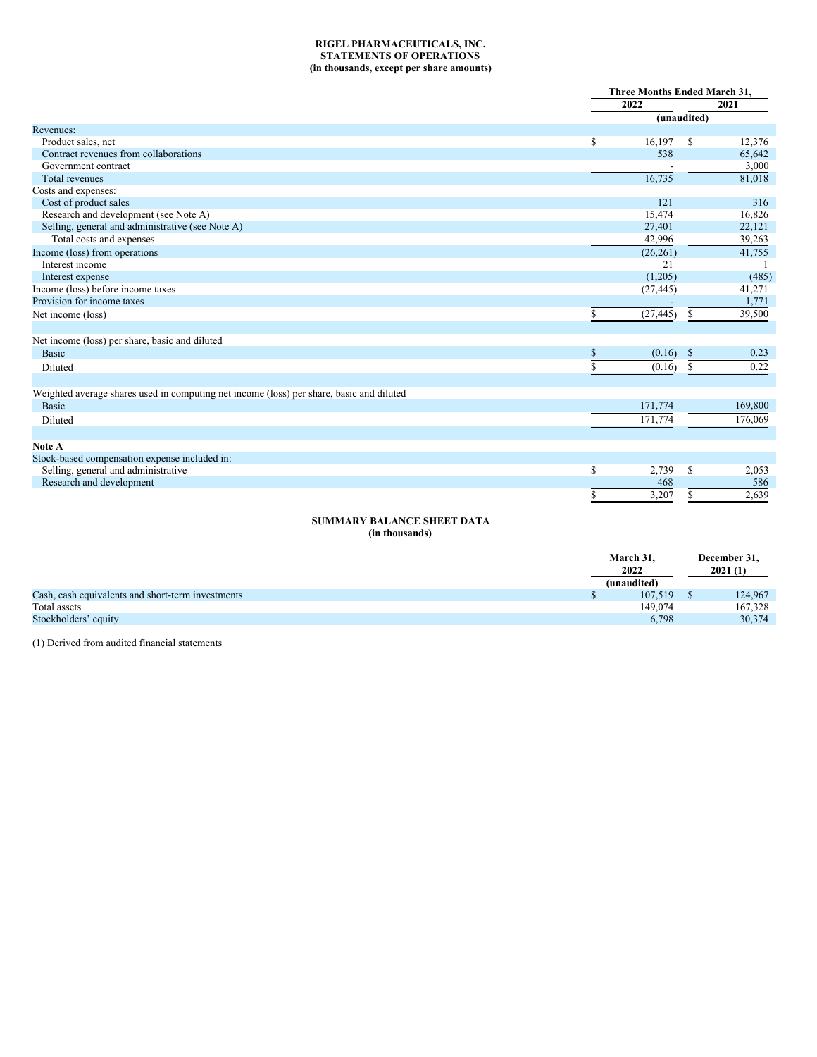**RIGEL PHARMACEUTICALS, INC.**
**STATEMENTS OF OPERATIONS**
**(in thousands, except per share amounts)**

| | Three Months Ended March 31, | |
|---|---|---|
| | 2022 | 2021 |
| | (unaudited) | |
| Revenues: | | |
| Product sales, net | $ 16,197 | $ 12,376 |
| Contract revenues from collaborations | 538 | 65,642 |
| Government contract | - | 3,000 |
| Total revenues | 16,735 | 81,018 |
| Costs and expenses: | | |
| Cost of product sales | 121 | 316 |
| Research and development (see Note A) | 15,474 | 16,826 |
| Selling, general and administrative (see Note A) | 27,401 | 22,121 |
| Total costs and expenses | 42,996 | 39,263 |
| Income (loss) from operations | (26,261) | 41,755 |
| Interest income | 21 | 1 |
| Interest expense | (1,205) | (485) |
| Income (loss) before income taxes | (27,445) | 41,271 |
| Provision for income taxes | - | 1,771 |
| Net income (loss) | $ (27,445) | $ 39,500 |
| | | |
| Net income (loss) per share, basic and diluted | | |
| Basic | $ (0.16) | $ 0.23 |
| Diluted | $ (0.16) | $ 0.22 |
| | | |
| Weighted average shares used in computing net income (loss) per share, basic and diluted | | |
| Basic | 171,774 | 169,800 |
| Diluted | 171,774 | 176,069 |
| | | |
| **Note A** | | |
| Stock-based compensation expense included in: | | |
| Selling, general and administrative | $ 2,739 | $ 2,053 |
| Research and development | 468 | 586 |
| | $ 3,207 | $ 2,639 |

**SUMMARY BALANCE SHEET DATA**
**(in thousands)**

| | March 31, 2022 | December 31, 2021 (1) |
|---|---|---|
| | (unaudited) | |
| Cash, cash equivalents and short-term investments | $ 107,519 | $ 124,967 |
| Total assets | 149,074 | 167,328 |
| Stockholders' equity | 6,798 | 30,374 |

(1) Derived from audited financial statements